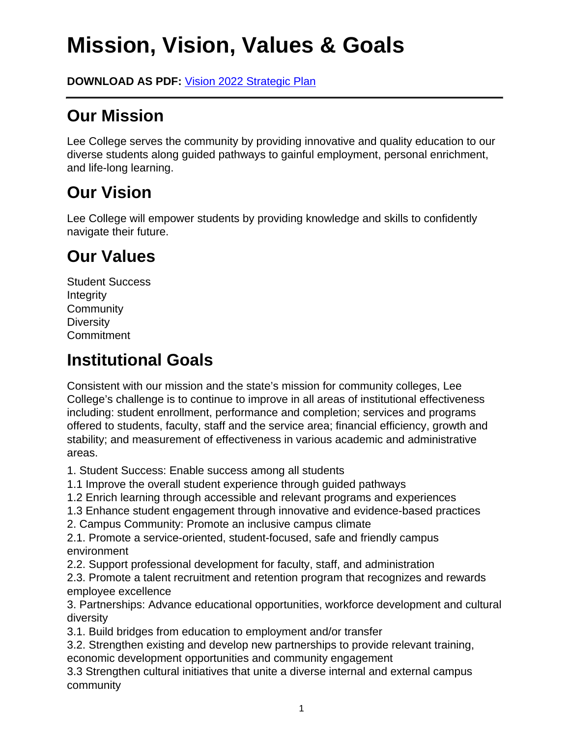# Mission, Vision, Values & Goals

**DOWNLOAD AS PDF:** Vision 2022 Strategic Plan

---

## Our Mission

Lee College serves the community by providing innovative and quality education to our diverse students along guided pathways to gainful employment, personal enrichment, and life-long learning.

## Our Vision

Lee College will empower students by providing knowledge and skills to confidently navigate their future.

## Our Values

Student Success
Integrity
Community
Diversity
Commitment

## Institutional Goals

Consistent with our mission and the state's mission for community colleges, Lee College's challenge is to continue to improve in all areas of institutional effectiveness including: student enrollment, performance and completion; services and programs offered to students, faculty, staff and the service area; financial efficiency, growth and stability; and measurement of effectiveness in various academic and administrative areas.

1. Student Success: Enable success among all students
1.1 Improve the overall student experience through guided pathways
1.2 Enrich learning through accessible and relevant programs and experiences
1.3 Enhance student engagement through innovative and evidence-based practices
2. Campus Community: Promote an inclusive campus climate
2.1. Promote a service-oriented, student-focused, safe and friendly campus environment
2.2. Support professional development for faculty, staff, and administration
2.3. Promote a talent recruitment and retention program that recognizes and rewards employee excellence
3. Partnerships: Advance educational opportunities, workforce development and cultural diversity
3.1. Build bridges from education to employment and/or transfer
3.2. Strengthen existing and develop new partnerships to provide relevant training, economic development opportunities and community engagement
3.3 Strengthen cultural initiatives that unite a diverse internal and external campus community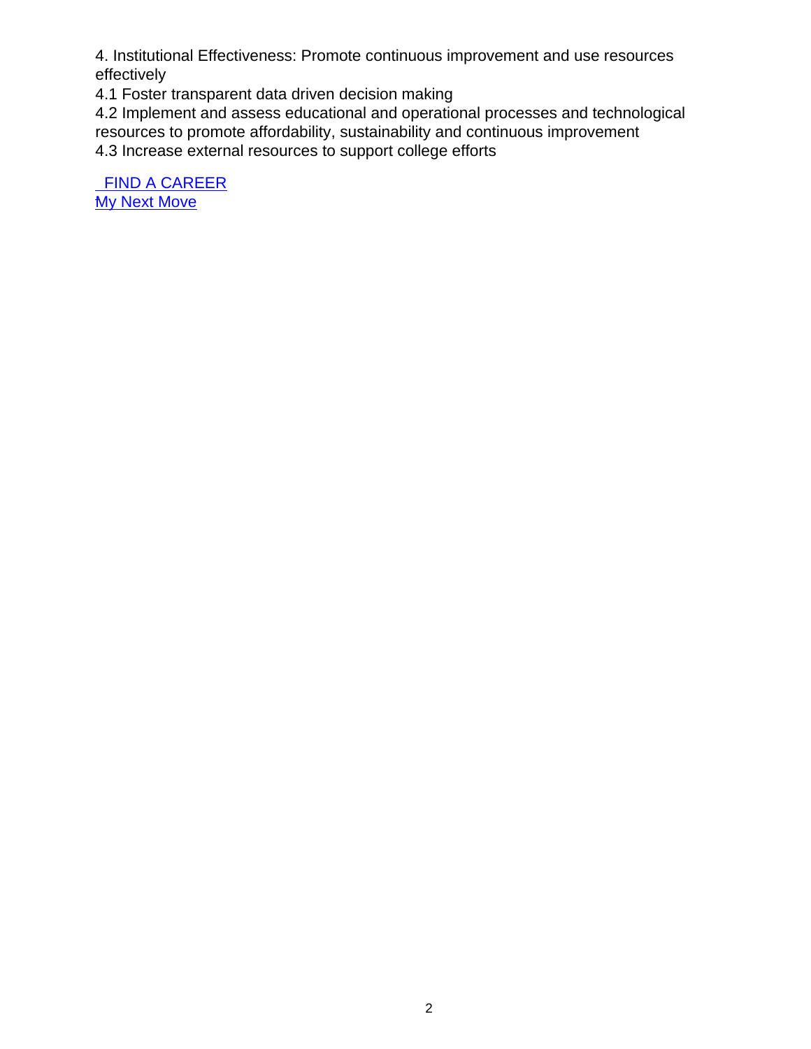4. Institutional Effectiveness: Promote continuous improvement and use resources effectively

4.1 Foster transparent data driven decision making

4.2 Implement and assess educational and operational processes and technological resources to promote affordability, sustainability and continuous improvement

4.3 Increase external resources to support college efforts

FIND A CAREER

My Next Move